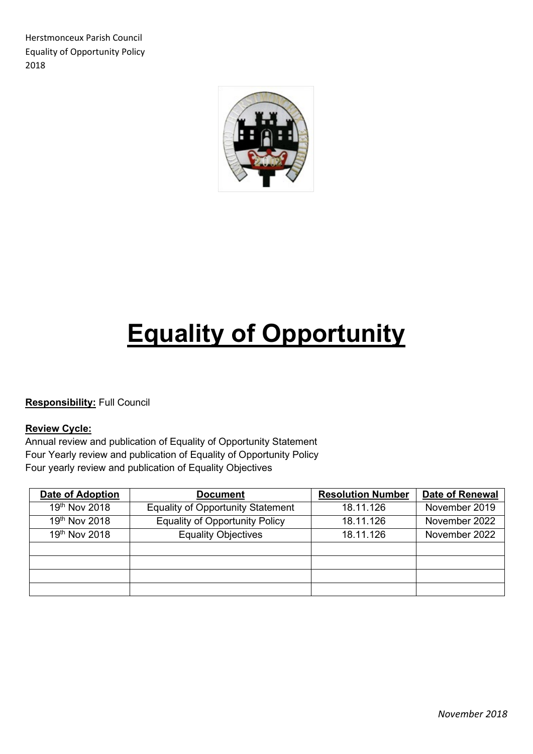Herstmonceux Parish Council
Equality of Opportunity Policy
2018

# Equality of Opportunity

**Responsibility:** Full Council

**Review Cycle:**
Annual review and publication of Equality of Opportunity Statement
Four Yearly review and publication of Equality of Opportunity Policy
Four yearly review and publication of Equality Objectives

| Date of Adoption | Document | Resolution Number | Date of Renewal |
|---|---|---|---|
| 19th Nov 2018 | Equality of Opportunity Statement | 18.11.126 | November 2019 |
| 19th Nov 2018 | Equality of Opportunity Policy | 18.11.126 | November 2022 |
| 19th Nov 2018 | Equality Objectives | 18.11.126 | November 2022 |
| | | | |
| | | | |
| | | | |
| | | | |

*November 2018*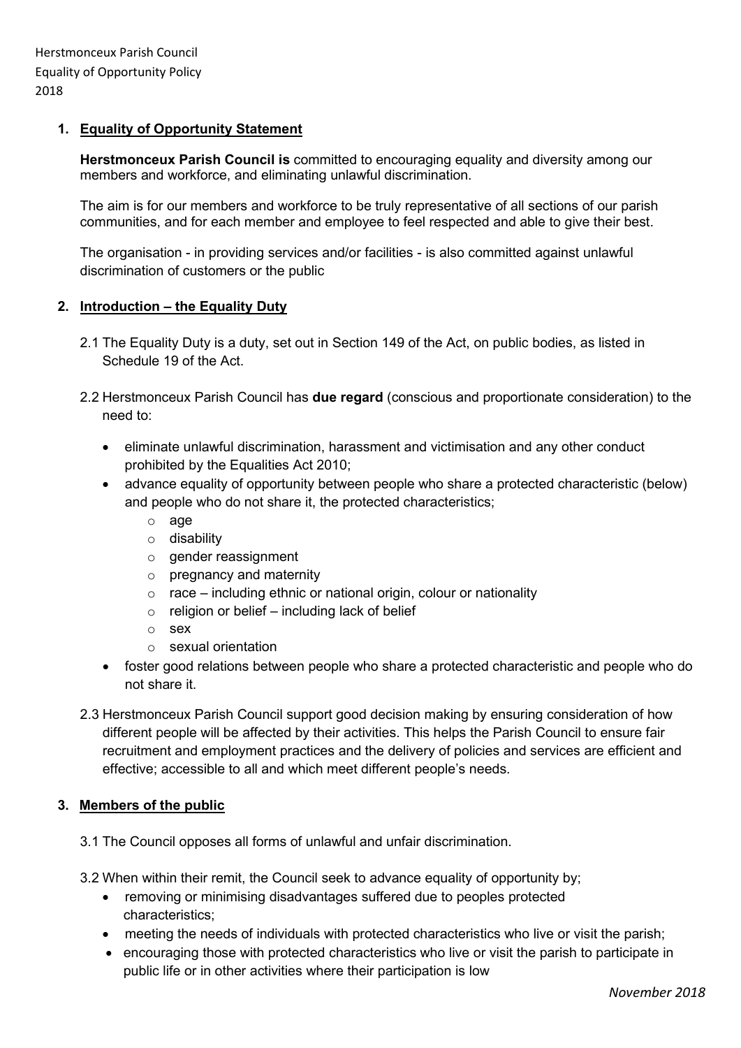## 1. Equality of Opportunity Statement

**Herstmonceux Parish Council is** committed to encouraging equality and diversity among our members and workforce, and eliminating unlawful discrimination.

The aim is for our members and workforce to be truly representative of all sections of our parish communities, and for each member and employee to feel respected and able to give their best.

The organisation - in providing services and/or facilities - is also committed against unlawful discrimination of customers or the public

## 2. Introduction – the Equality Duty

2.1 The Equality Duty is a duty, set out in Section 149 of the Act, on public bodies, as listed in Schedule 19 of the Act.

2.2 Herstmonceux Parish Council has **due regard** (conscious and proportionate consideration) to the need to:

- eliminate unlawful discrimination, harassment and victimisation and any other conduct prohibited by the Equalities Act 2010;
- advance equality of opportunity between people who share a protected characteristic (below) and people who do not share it, the protected characteristics;
  - age
  - disability
  - gender reassignment
  - pregnancy and maternity
  - race – including ethnic or national origin, colour or nationality
  - religion or belief – including lack of belief
  - sex
  - sexual orientation
- foster good relations between people who share a protected characteristic and people who do not share it.

2.3 Herstmonceux Parish Council support good decision making by ensuring consideration of how different people will be affected by their activities. This helps the Parish Council to ensure fair recruitment and employment practices and the delivery of policies and services are efficient and effective; accessible to all and which meet different people's needs.

## 3. Members of the public

3.1 The Council opposes all forms of unlawful and unfair discrimination.

3.2 When within their remit, the Council seek to advance equality of opportunity by;

- removing or minimising disadvantages suffered due to peoples protected characteristics;
- meeting the needs of individuals with protected characteristics who live or visit the parish;
- encouraging those with protected characteristics who live or visit the parish to participate in public life or in other activities where their participation is low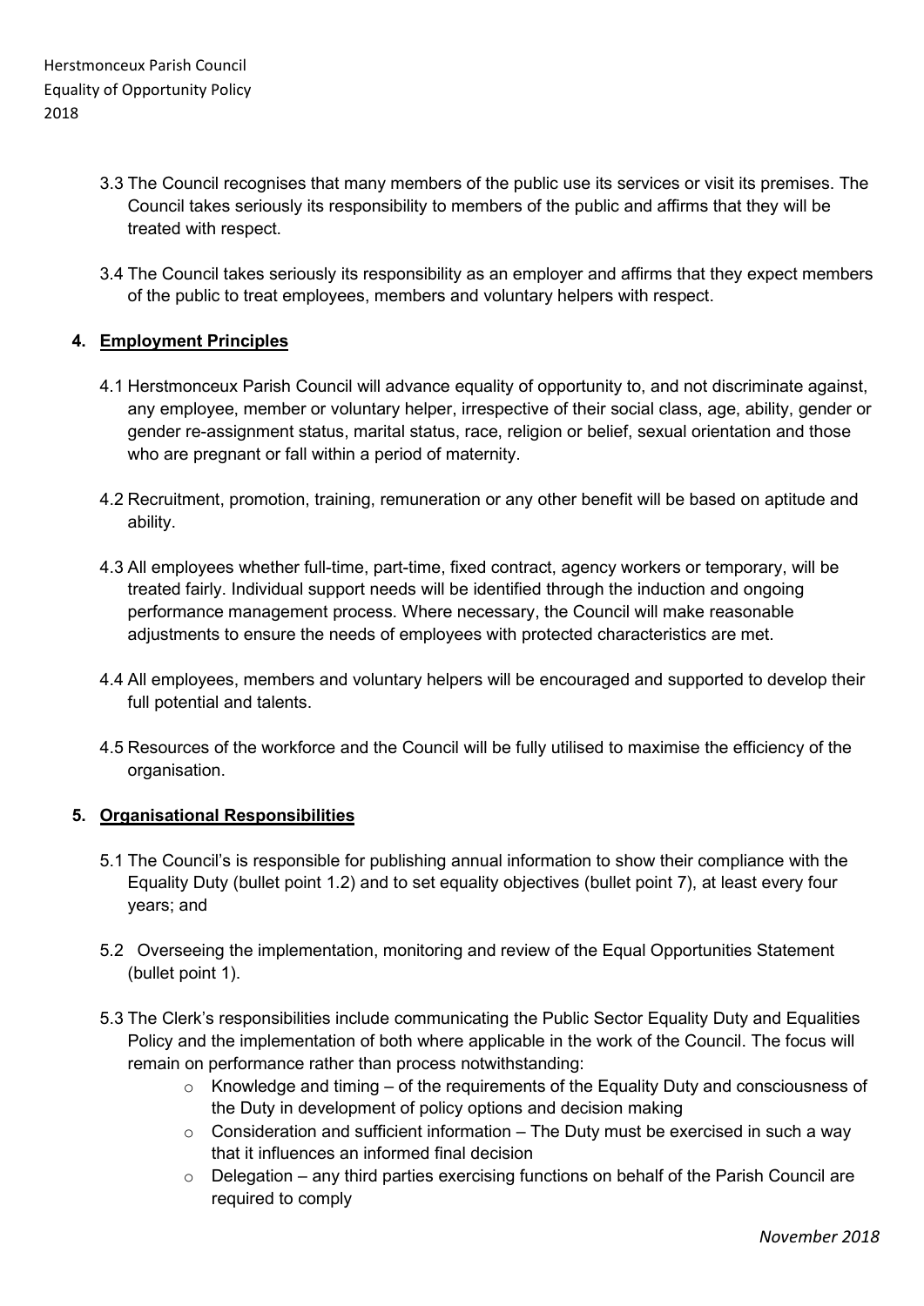3.3 The Council recognises that many members of the public use its services or visit its premises. The Council takes seriously its responsibility to members of the public and affirms that they will be treated with respect.

3.4 The Council takes seriously its responsibility as an employer and affirms that they expect members of the public to treat employees, members and voluntary helpers with respect.

## 4. Employment Principles

4.1 Herstmonceux Parish Council will advance equality of opportunity to, and not discriminate against, any employee, member or voluntary helper, irrespective of their social class, age, ability, gender or gender re-assignment status, marital status, race, religion or belief, sexual orientation and those who are pregnant or fall within a period of maternity.

4.2 Recruitment, promotion, training, remuneration or any other benefit will be based on aptitude and ability.

4.3 All employees whether full-time, part-time, fixed contract, agency workers or temporary, will be treated fairly. Individual support needs will be identified through the induction and ongoing performance management process. Where necessary, the Council will make reasonable adjustments to ensure the needs of employees with protected characteristics are met.

4.4 All employees, members and voluntary helpers will be encouraged and supported to develop their full potential and talents.

4.5 Resources of the workforce and the Council will be fully utilised to maximise the efficiency of the organisation.

## 5. Organisational Responsibilities

5.1 The Council's is responsible for publishing annual information to show their compliance with the Equality Duty (bullet point 1.2) and to set equality objectives (bullet point 7), at least every four years; and

5.2 Overseeing the implementation, monitoring and review of the Equal Opportunities Statement (bullet point 1).

5.3 The Clerk's responsibilities include communicating the Public Sector Equality Duty and Equalities Policy and the implementation of both where applicable in the work of the Council. The focus will remain on performance rather than process notwithstanding:

- Knowledge and timing – of the requirements of the Equality Duty and consciousness of the Duty in development of policy options and decision making
- Consideration and sufficient information – The Duty must be exercised in such a way that it influences an informed final decision
- Delegation – any third parties exercising functions on behalf of the Parish Council are required to comply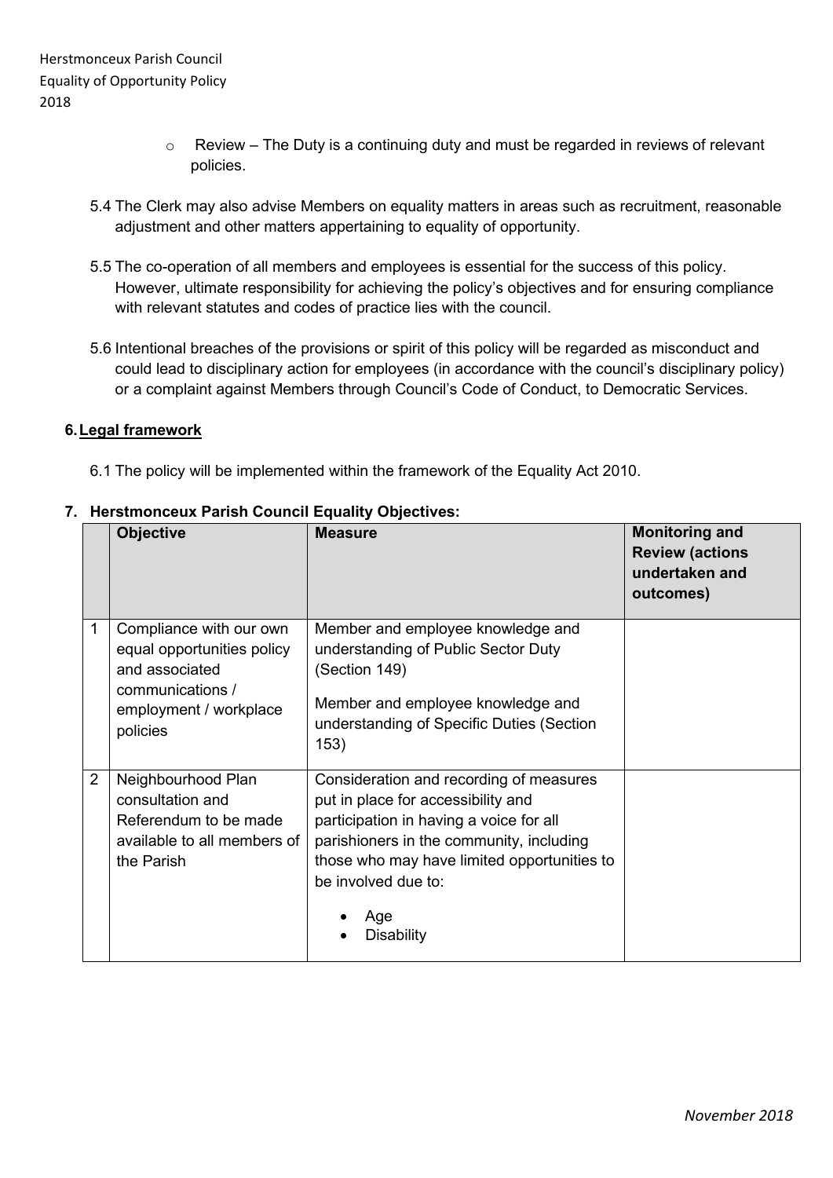- Review – The Duty is a continuing duty and must be regarded in reviews of relevant policies.

5.4 The Clerk may also advise Members on equality matters in areas such as recruitment, reasonable adjustment and other matters appertaining to equality of opportunity.

5.5 The co-operation of all members and employees is essential for the success of this policy. However, ultimate responsibility for achieving the policy's objectives and for ensuring compliance with relevant statutes and codes of practice lies with the council.

5.6 Intentional breaches of the provisions or spirit of this policy will be regarded as misconduct and could lead to disciplinary action for employees (in accordance with the council's disciplinary policy) or a complaint against Members through Council's Code of Conduct, to Democratic Services.

## 6. Legal framework

6.1 The policy will be implemented within the framework of the Equality Act 2010.

## 7. Herstmonceux Parish Council Equality Objectives:

| | Objective | Measure | Monitoring and Review (actions undertaken and outcomes) |
|---|---|---|---|
| 1 | Compliance with our own equal opportunities policy and associated communications / employment / workplace policies | Member and employee knowledge and understanding of Public Sector Duty (Section 149)<br><br>Member and employee knowledge and understanding of Specific Duties (Section 153) | |
| 2 | Neighbourhood Plan consultation and Referendum to be made available to all members of the Parish | Consideration and recording of measures put in place for accessibility and participation in having a voice for all parishioners in the community, including those who may have limited opportunities to be involved due to:<br>• Age<br>• Disability | |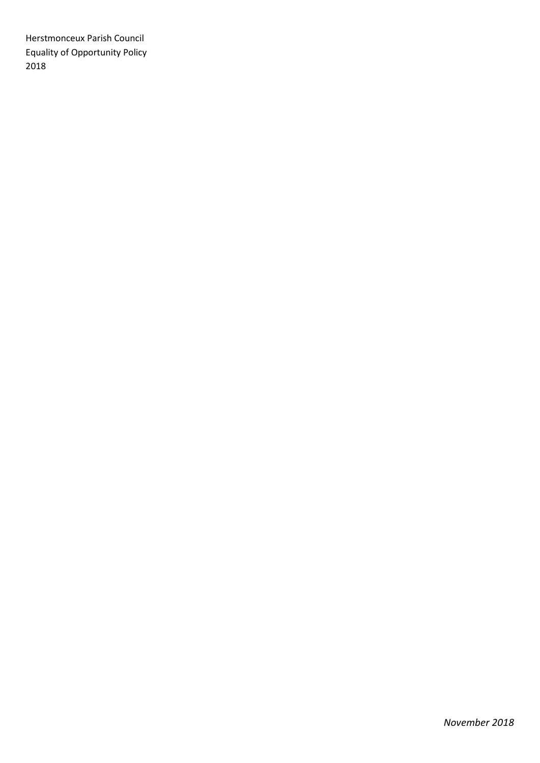Herstmonceux Parish Council
Equality of Opportunity Policy
2018

*November 2018*